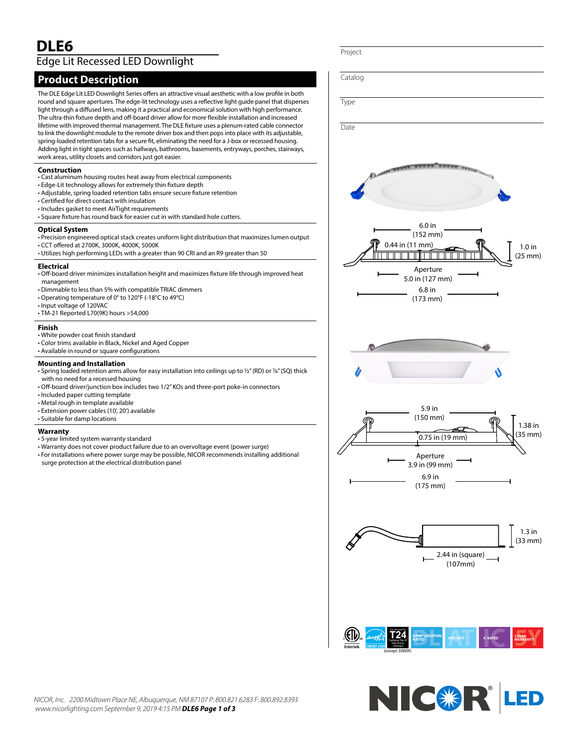# DLE6

## Edge Lit Recessed LED Downlight

Project

Catalog

Type

Date

## Product Description

The DLE Edge Lit LED Downlight Series offers an attractive visual aesthetic with a low profile in both round and square apertures. The edge-lit technology uses a reflective light guide panel that disperses light through a diffused lens, making it a practical and economical solution with high performance. The ultra-thin fixture depth and off-board driver allow for more flexible installation and increased lifetime with improved thermal management. The DLE fixture uses a plenum-rated cable connector to link the downlight module to the remote driver box and then pops into place with its adjustable, spring-loaded retention tabs for a secure fit, eliminating the need for a J-box or recessed housing. Adding light in tight spaces such as hallways, bathrooms, basements, entryways, porches, stairways, work areas, utility closets and corridors just got easier.

### Construction

- Cast aluminum housing routes heat away from electrical components
- Edge-Lit technology allows for extremely thin fixture depth
- Adjustable, spring loaded retention tabs ensure secure fixture retention
- Certified for direct contact with insulation
- Includes gasket to meet AirTight requirements
- Square fixture has round back for easier cut in with standard hole cutters.

### Optical System

- Precision engineered optical stack creates uniform light distribution that maximizes lumen output
- CCT offered at 2700K, 3000K, 4000K, 5000K
- Utilizes high performing LEDs with a greater than 90 CRI and an R9 greater than 50

### Electrical

- Off-board driver minimizes installation height and maximizes fixture life through improved heat management
- Dimmable to less than 5% with compatible TRIAC dimmers
- Operating temperature of 0° to 120°F (-18°C to 49°C)
- Input voltage of 120VAC
- TM-21 Reported L70(9K) hours >54,000

### Finish

- White powder coat finish standard
- Color trims available in Black, Nickel and Aged Copper
- Available in round or square configurations

### Mounting and Installation

- Spring loaded retention arms allow for easy installation into ceilings up to ½" (RD) or ⅞" (SQ) thick with no need for a recessed housing
- Off-board driver/junction box includes two 1/2" KOs and three-port poke-in connectors
- Included paper cutting template
- Metal rough in template available
- Extension power cables (10', 20') available
- Suitable for damp locations

### Warranty

- 5-year limited system warranty standard
- Warranty does not cover product failure due to an overvoltage event (power surge)
- For installations where power surge may be possible, NICOR recommends installing additional surge protection at the electrical distribution panel

6.0 in (152 mm)
0.44 in (11 mm)
1.0 in (25 mm)
Aperture 5.0 in (127 mm)
6.8 in (173 mm)

5.9 in (150 mm)
0.75 in (19 mm)
1.38 in (35 mm)
Aperture 3.9 in (99 mm)
6.9 in (175 mm)

1.3 in (33 mm)
2.44 in (square) (107mm)

Intertek | ENERGY STAR | T24 (except 5000K) | DAMP LOCATION RATED | AIRTIGHT | IC RATED | 5 YEAR WARRANTY

NICOR, Inc. 2200 Midtown Place NE, Albuquerque, NM 87107 P: 800.821.6283 F: 800.892.8393 www.nicorlighting.com September 9, 2019 4:15 PM

NICOR LED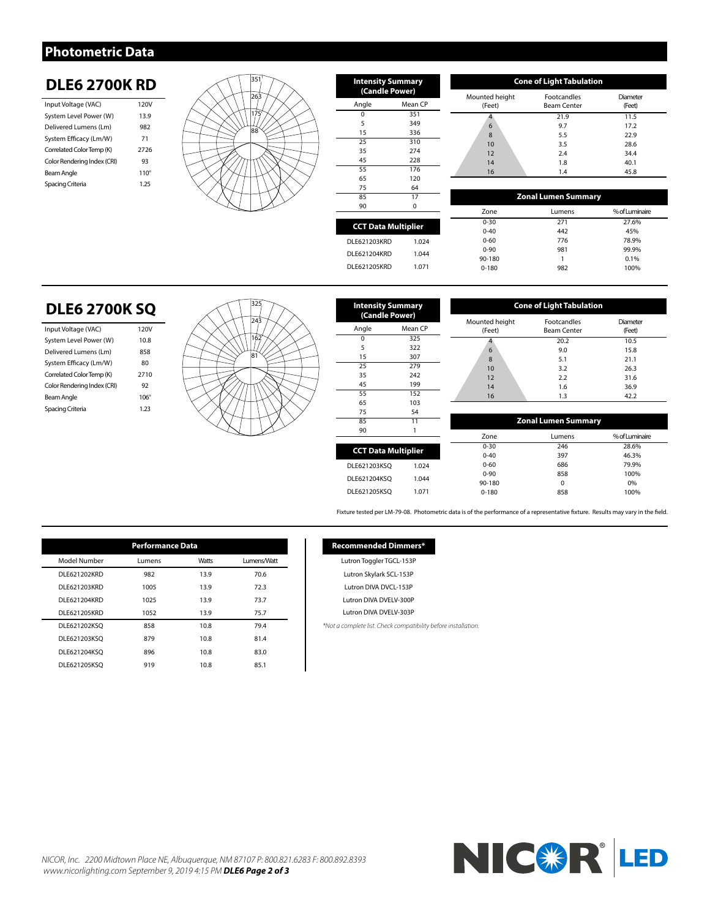# Photometric Data

## DLE6 2700K RD

| | |
|---|---|
| Input Voltage (VAC) | 120V |
| System Level Power (W) | 13.9 |
| Delivered Lumens (Lm) | 982 |
| System Efficacy (Lm/W) | 71 |
| Correlated Color Temp (K) | 2726 |
| Color Rendering Index (CRI) | 93 |
| Beam Angle | 110° |
| Spacing Criteria | 1.25 |

**Intensity Summary (Candle Power)**

| Angle | Mean CP |
|---|---|
| 0 | 351 |
| 5 | 349 |
| 15 | 336 |
| 25 | 310 |
| 35 | 274 |
| 45 | 228 |
| 55 | 176 |
| 65 | 120 |
| 75 | 64 |
| 85 | 17 |
| 90 | 0 |

**CCT Data Multiplier**

| | |
|---|---|
| DLE621203KRD | 1.024 |
| DLE621204KRD | 1.044 |
| DLE621205KRD | 1.071 |

**Cone of Light Tabulation**

| Mounted height (Feet) | Footcandles Beam Center | Diameter (Feet) |
|---|---|---|
| 4 | 21.9 | 11.5 |
| 6 | 9.7 | 17.2 |
| 8 | 5.5 | 22.9 |
| 10 | 3.5 | 28.6 |
| 12 | 2.4 | 34.4 |
| 14 | 1.8 | 40.1 |
| 16 | 1.4 | 45.8 |

**Zonal Lumen Summary**

| Zone | Lumens | % of Luminaire |
|---|---|---|
| 0-30 | 271 | 27.6% |
| 0-40 | 442 | 45% |
| 0-60 | 776 | 78.9% |
| 0-90 | 981 | 99.9% |
| 90-180 | 1 | 0.1% |
| 0-180 | 982 | 100% |

## DLE6 2700K SQ

| | |
|---|---|
| Input Voltage (VAC) | 120V |
| System Level Power (W) | 10.8 |
| Delivered Lumens (Lm) | 858 |
| System Efficacy (Lm/W) | 80 |
| Correlated Color Temp (K) | 2710 |
| Color Rendering Index (CRI) | 92 |
| Beam Angle | 106° |
| Spacing Criteria | 1.23 |

**Intensity Summary (Candle Power)**

| Angle | Mean CP |
|---|---|
| 0 | 325 |
| 5 | 322 |
| 15 | 307 |
| 25 | 279 |
| 35 | 242 |
| 45 | 199 |
| 55 | 152 |
| 65 | 103 |
| 75 | 54 |
| 85 | 11 |
| 90 | 1 |

**CCT Data Multiplier**

| | |
|---|---|
| DLE621203KSQ | 1.024 |
| DLE621204KSQ | 1.044 |
| DLE621205KSQ | 1.071 |

**Cone of Light Tabulation**

| Mounted height (Feet) | Footcandles Beam Center | Diameter (Feet) |
|---|---|---|
| 4 | 20.2 | 10.5 |
| 6 | 9.0 | 15.8 |
| 8 | 5.1 | 21.1 |
| 10 | 3.2 | 26.3 |
| 12 | 2.2 | 31.6 |
| 14 | 1.6 | 36.9 |
| 16 | 1.3 | 42.2 |

**Zonal Lumen Summary**

| Zone | Lumens | % of Luminaire |
|---|---|---|
| 0-30 | 246 | 28.6% |
| 0-40 | 397 | 46.3% |
| 0-60 | 686 | 79.9% |
| 0-90 | 858 | 100% |
| 90-180 | 0 | 0% |
| 0-180 | 858 | 100% |

Fixture tested per LM-79-08. Photometric data is of the performance of a representative fixture. Results may vary in the field.

**Performance Data**

| Model Number | Lumens | Watts | Lumens/Watt |
|---|---|---|---|
| DLE621202KRD | 982 | 13.9 | 70.6 |
| DLE621203KRD | 1005 | 13.9 | 72.3 |
| DLE621204KRD | 1025 | 13.9 | 73.7 |
| DLE621205KRD | 1052 | 13.9 | 75.7 |
| DLE621202KSQ | 858 | 10.8 | 79.4 |
| DLE621203KSQ | 879 | 10.8 | 81.4 |
| DLE621204KSQ | 896 | 10.8 | 83.0 |
| DLE621205KSQ | 919 | 10.8 | 85.1 |

**Recommended Dimmers***

- Lutron Toggler TGCL-153P
- Lutron Skylark SCL-153P
- Lutron DIVA DVCL-153P
- Lutron DIVA DVELV-300P
- Lutron DIVA DVELV-303P

*\*Not a complete list. Check compatibility before installation.*

*NICOR, Inc. 2200 Midtown Place NE, Albuquerque, NM 87107 P: 800.821.6283 F: 800.892.8393 www.nicorlighting.com September 9, 2019 4:15 PM*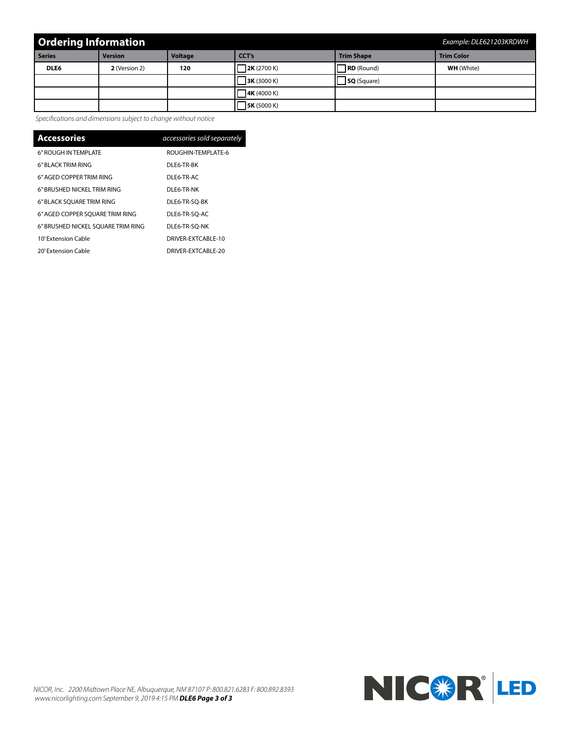## Ordering Information

*Example: DLE621203KRDWH*

| Series | Version | Voltage | CCT's | Trim Shape | Trim Color |
|---|---|---|---|---|---|
| **DLE6** | **2** (Version 2) | **120** | ☐ **2K** (2700 K) | ☐ **RD** (Round) | **WH** (White) |
| | | | ☐ **3K** (3000 K) | ☐ **SQ** (Square) | |
| | | | ☐ **4K** (4000 K) | | |
| | | | ☐ **5K** (5000 K) | | |

*Specifications and dimensions subject to change without notice*

## Accessories

*accessories sold separately*

| | |
|---|---|
| 6" ROUGH IN TEMPLATE | ROUGHIN-TEMPLATE-6 |
| 6" BLACK TRIM RING | DLE6-TR-BK |
| 6" AGED COPPER TRIM RING | DLE6-TR-AC |
| 6" BRUSHED NICKEL TRIM RING | DLE6-TR-NK |
| 6" BLACK SQUARE TRIM RING | DLE6-TR-SQ-BK |
| 6" AGED COPPER SQUARE TRIM RING | DLE6-TR-SQ-AC |
| 6" BRUSHED NICKEL SQUARE TRIM RING | DLE6-TR-SQ-NK |
| 10' Extension Cable | DRIVER-EXTCABLE-10 |
| 20' Extension Cable | DRIVER-EXTCABLE-20 |

*NICOR, Inc. 2200 Midtown Place NE, Albuquerque, NM 87107 P: 800.821.6283 F: 800.892.8393*
*www.nicorlighting.com September 9, 2019 4:15 PM* ***DLE6***

NICOR® LED